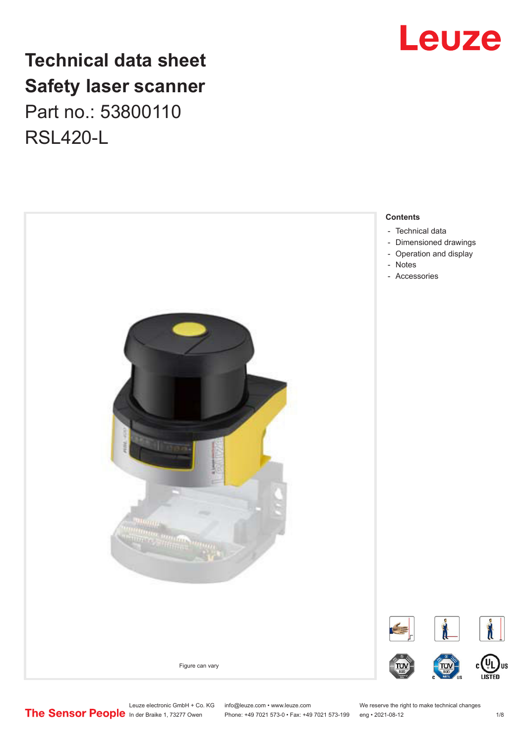# Technical data sheet
# Safety laser scanner
## Part no.: 53800110
## RSL420-L

Figure can vary

**Contents**

- Technical data
- Dimensioned drawings
- Operation and display
- Notes
- Accessories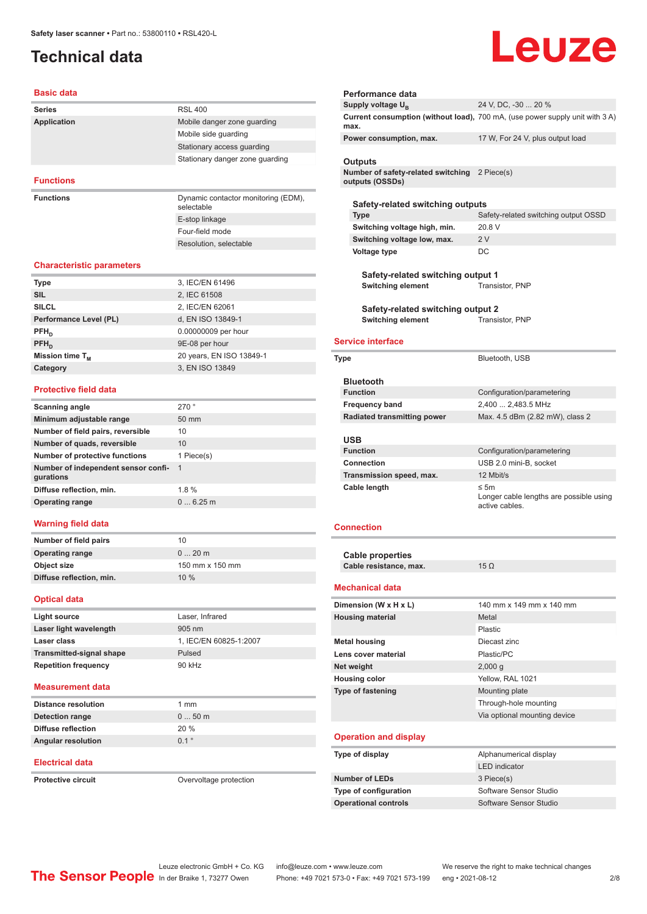# Technical data

## Basic data

| | |
|---|---|
| **Series** | RSL 400 |
| **Application** | Mobile danger zone guarding |
| | Mobile side guarding |
| | Stationary access guarding |
| | Stationary danger zone guarding |

## Functions

| | |
|---|---|
| **Functions** | Dynamic contactor monitoring (EDM), selectable |
| | E-stop linkage |
| | Four-field mode |
| | Resolution, selectable |

## Characteristic parameters

| | |
|---|---|
| **Type** | 3, IEC/EN 61496 |
| **SIL** | 2, IEC 61508 |
| **SILCL** | 2, IEC/EN 62061 |
| **Performance Level (PL)** | d, EN ISO 13849-1 |
| **$PFH_D$** | 0.00000009 per hour |
| **$PFH_D$** | 9E-08 per hour |
| **Mission time $T_M$** | 20 years, EN ISO 13849-1 |
| **Category** | 3, EN ISO 13849 |

## Protective field data

| | |
|---|---|
| **Scanning angle** | 270 ° |
| **Minimum adjustable range** | 50 mm |
| **Number of field pairs, reversible** | 10 |
| **Number of quads, reversible** | 10 |
| **Number of protective functions** | 1 Piece(s) |
| **Number of independent sensor configurations** | 1 |
| **Diffuse reflection, min.** | 1.8 % |
| **Operating range** | 0 ... 6.25 m |

## Warning field data

| | |
|---|---|
| **Number of field pairs** | 10 |
| **Operating range** | 0 ... 20 m |
| **Object size** | 150 mm x 150 mm |
| **Diffuse reflection, min.** | 10 % |

## Optical data

| | |
|---|---|
| **Light source** | Laser, Infrared |
| **Laser light wavelength** | 905 nm |
| **Laser class** | 1, IEC/EN 60825-1:2007 |
| **Transmitted-signal shape** | Pulsed |
| **Repetition frequency** | 90 kHz |

## Measurement data

| | |
|---|---|
| **Distance resolution** | 1 mm |
| **Detection range** | 0 ... 50 m |
| **Diffuse reflection** | 20 % |
| **Angular resolution** | 0.1 ° |

## Electrical data

| | |
|---|---|
| **Protective circuit** | Overvoltage protection |

### Performance data

| | |
|---|---|
| **Supply voltage $U_B$** | 24 V, DC, -30 ... 20 % |
| **Current consumption (without load), max.** | 700 mA, (use power supply unit with 3 A) |
| **Power consumption, max.** | 17 W, For 24 V, plus output load |

### Outputs

| | |
|---|---|
| **Number of safety-related switching outputs (OSSDs)** | 2 Piece(s) |

#### Safety-related switching outputs

| | |
|---|---|
| **Type** | Safety-related switching output OSSD |
| **Switching voltage high, min.** | 20.8 V |
| **Switching voltage low, max.** | 2 V |
| **Voltage type** | DC |

##### Safety-related switching output 1

| | |
|---|---|
| **Switching element** | Transistor, PNP |

##### Safety-related switching output 2

| | |
|---|---|
| **Switching element** | Transistor, PNP |

## Service interface

| | |
|---|---|
| **Type** | Bluetooth, USB |

### Bluetooth

| | |
|---|---|
| **Function** | Configuration/parametering |
| **Frequency band** | 2,400 ... 2,483.5 MHz |
| **Radiated transmitting power** | Max. 4.5 dBm (2.82 mW), class 2 |

### USB

| | |
|---|---|
| **Function** | Configuration/parametering |
| **Connection** | USB 2.0 mini-B, socket |
| **Transmission speed, max.** | 12 Mbit/s |
| **Cable length** | ≤ 5m<br>Longer cable lengths are possible using active cables. |

## Connection

### Cable properties

| | |
|---|---|
| **Cable resistance, max.** | 15 Ω |

## Mechanical data

| | |
|---|---|
| **Dimension (W x H x L)** | 140 mm x 149 mm x 140 mm |
| **Housing material** | Metal |
| | Plastic |
| **Metal housing** | Diecast zinc |
| **Lens cover material** | Plastic/PC |
| **Net weight** | 2,000 g |
| **Housing color** | Yellow, RAL 1021 |
| **Type of fastening** | Mounting plate |
| | Through-hole mounting |
| | Via optional mounting device |

## Operation and display

| | |
|---|---|
| **Type of display** | Alphanumerical display |
| | LED indicator |
| **Number of LEDs** | 3 Piece(s) |
| **Type of configuration** | Software Sensor Studio |
| **Operational controls** | Software Sensor Studio |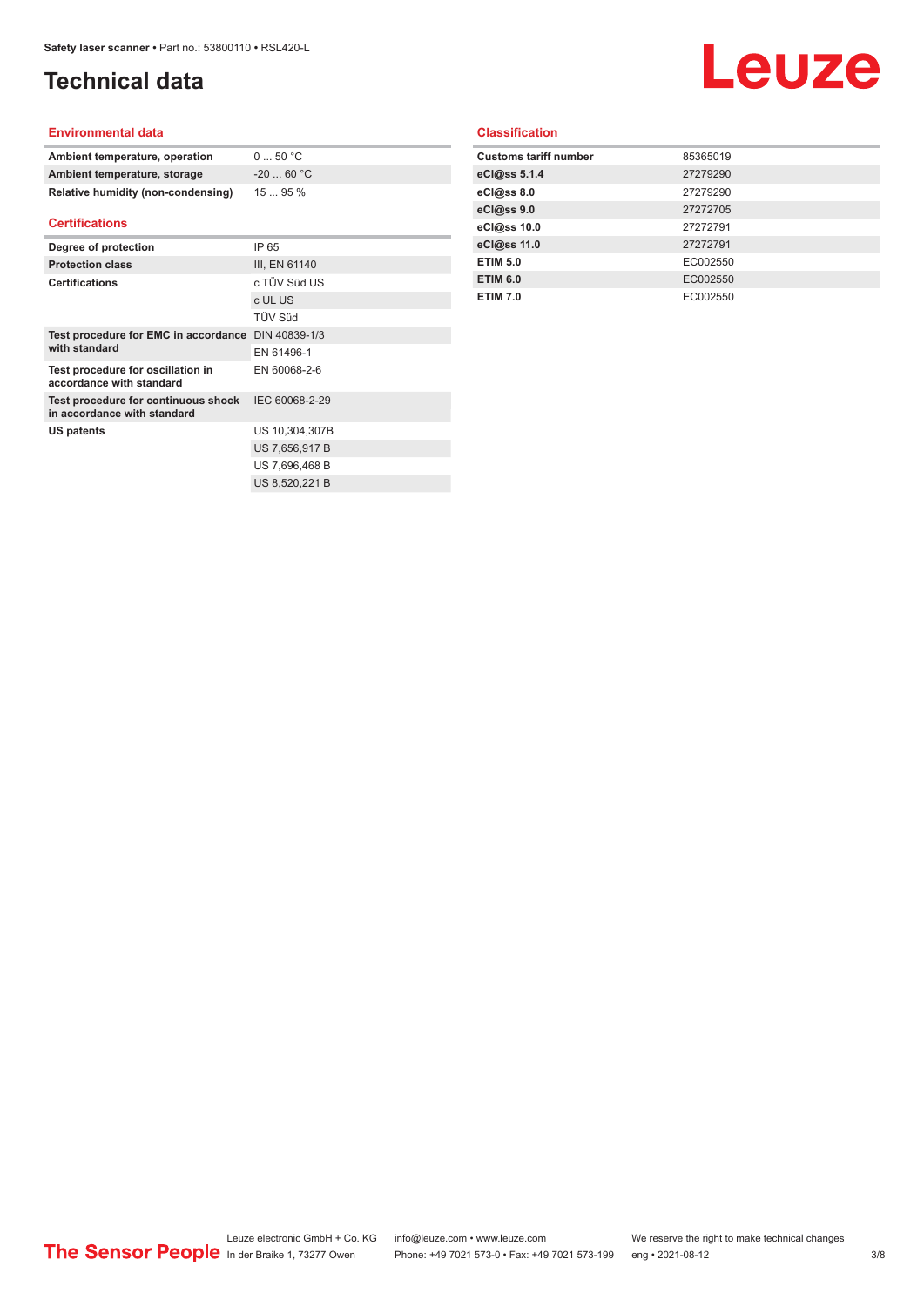# Technical data

## Environmental data

| | |
|---|---|
| **Ambient temperature, operation** | 0 ... 50 °C |
| **Ambient temperature, storage** | -20 ... 60 °C |
| **Relative humidity (non-condensing)** | 15 ... 95 % |

## Certifications

| | |
|---|---|
| **Degree of protection** | IP 65 |
| **Protection class** | III, EN 61140 |
| **Certifications** | c TÜV Süd US |
| | c UL US |
| | TÜV Süd |
| **Test procedure for EMC in accordance with standard** | DIN 40839-1/3 |
| | EN 61496-1 |
| **Test procedure for oscillation in accordance with standard** | EN 60068-2-6 |
| **Test procedure for continuous shock in accordance with standard** | IEC 60068-2-29 |
| **US patents** | US 10,304,307B |
| | US 7,656,917 B |
| | US 7,696,468 B |
| | US 8,520,221 B |

## Classification

| | |
|---|---|
| **Customs tariff number** | 85365019 |
| **eCl@ss 5.1.4** | 27279290 |
| **eCl@ss 8.0** | 27279290 |
| **eCl@ss 9.0** | 27272705 |
| **eCl@ss 10.0** | 27272791 |
| **eCl@ss 11.0** | 27272791 |
| **ETIM 5.0** | EC002550 |
| **ETIM 6.0** | EC002550 |
| **ETIM 7.0** | EC002550 |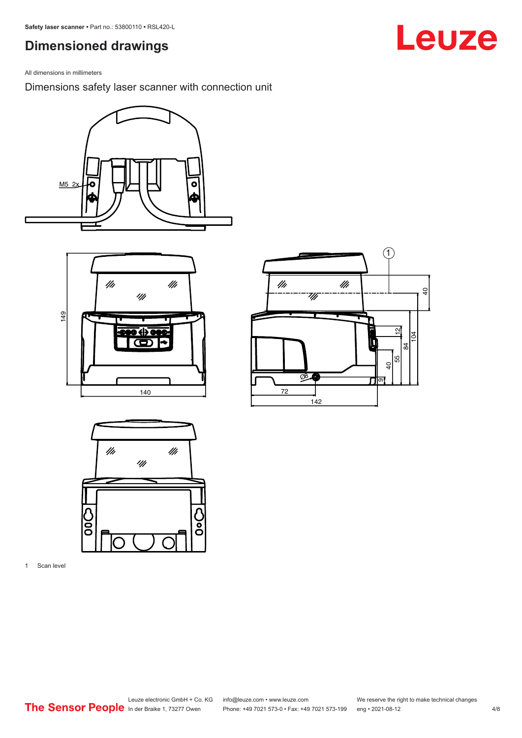## Dimensioned drawings

All dimensions in millimeters

Dimensions safety laser scanner with connection unit

1 Scan level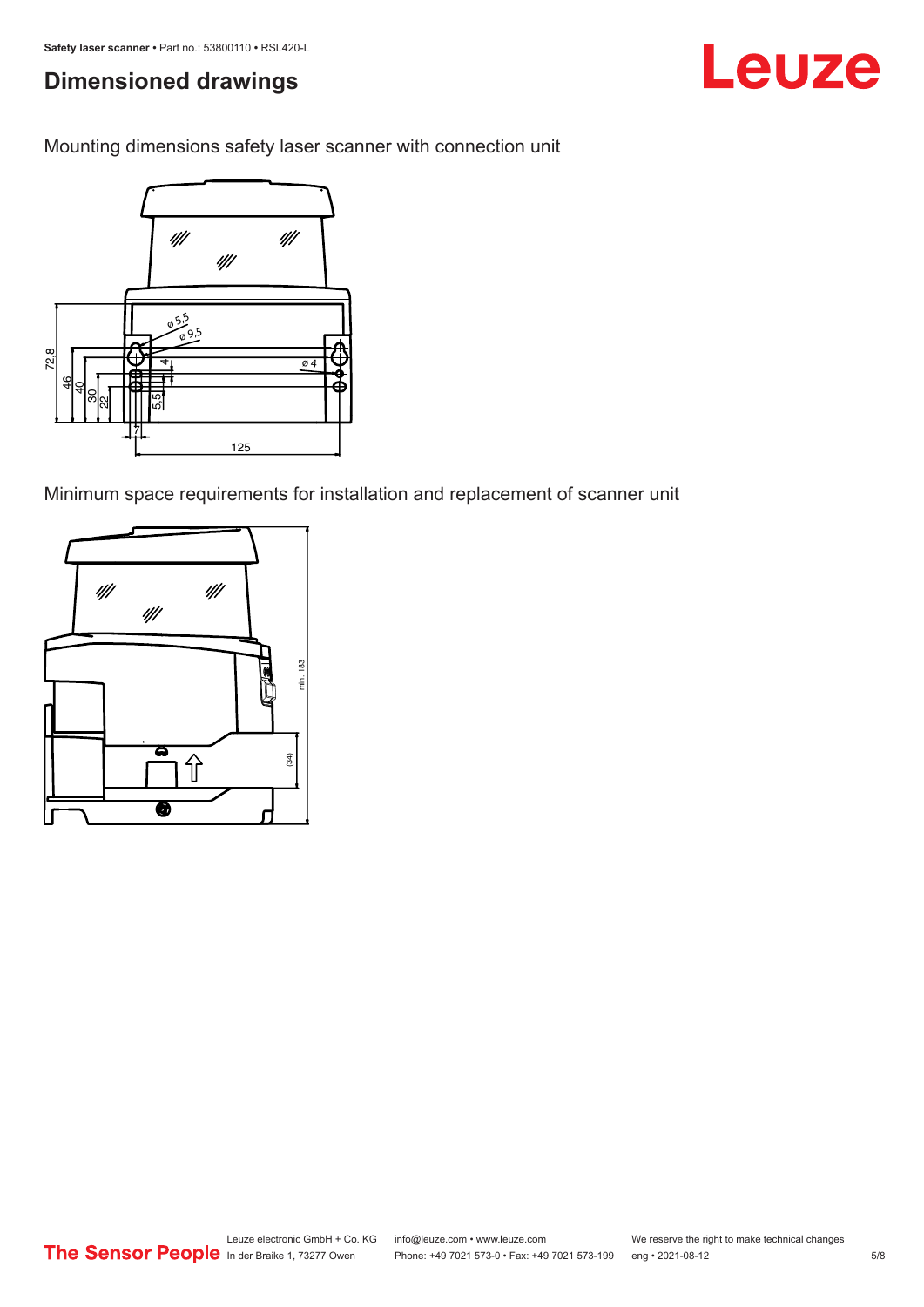## Dimensioned drawings

Mounting dimensions safety laser scanner with connection unit

Minimum space requirements for installation and replacement of scanner unit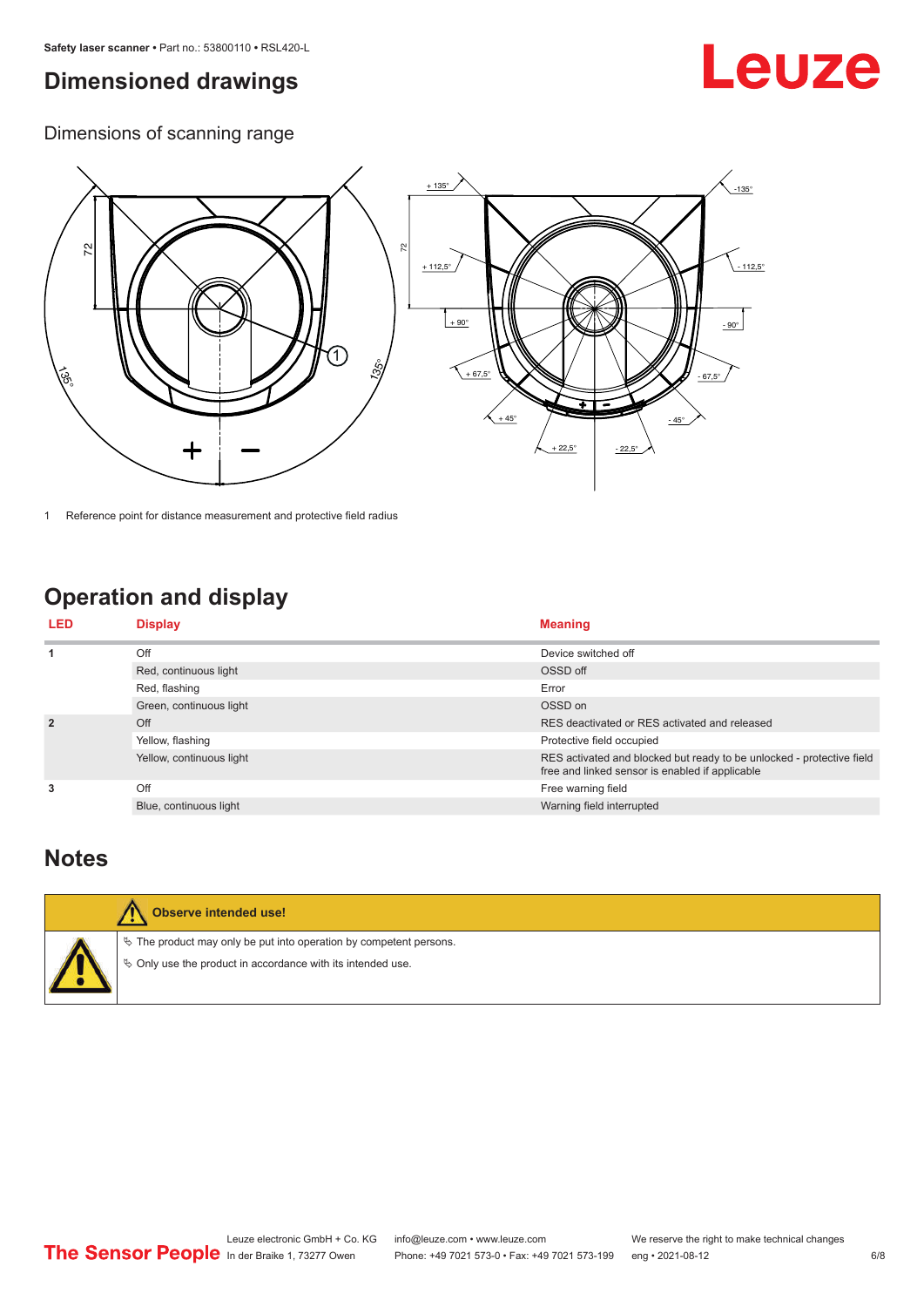# Dimensioned drawings

## Dimensions of scanning range

1 Reference point for distance measurement and protective field radius

# Operation and display

| LED | Display | Meaning |
|---|---|---|
| 1 | Off | Device switched off |
| | Red, continuous light | OSSD off |
| | Red, flashing | Error |
| | Green, continuous light | OSSD on |
| 2 | Off | RES deactivated or RES activated and released |
| | Yellow, flashing | Protective field occupied |
| | Yellow, continuous light | RES activated and blocked but ready to be unlocked - protective field free and linked sensor is enabled if applicable |
| 3 | Off | Free warning field |
| | Blue, continuous light | Warning field interrupted |

# Notes

**Observe intended use!**

- ✎ The product may only be put into operation by competent persons.
- ✎ Only use the product in accordance with its intended use.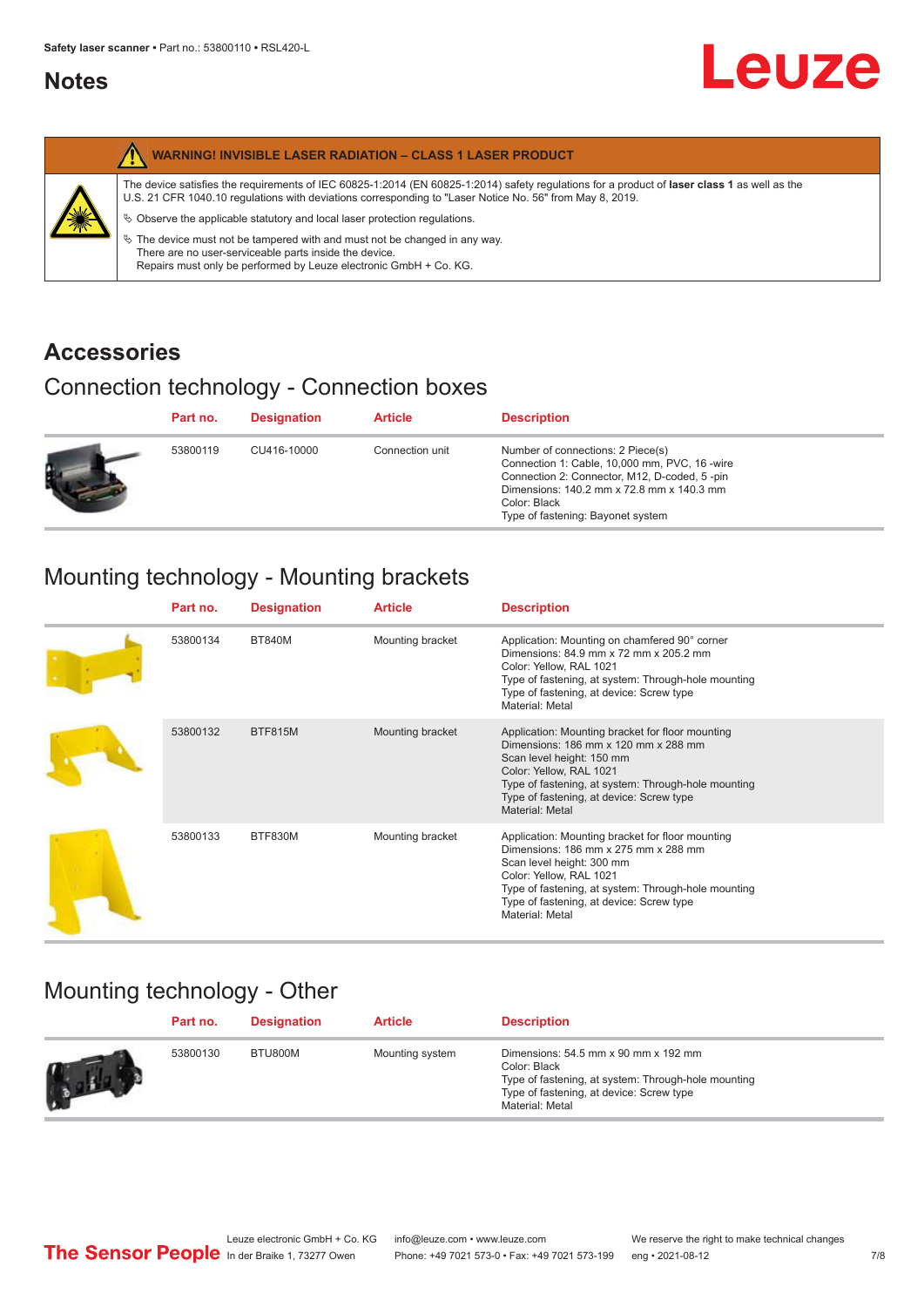# Notes

**WARNING! INVISIBLE LASER RADIATION – CLASS 1 LASER PRODUCT**

The device satisfies the requirements of IEC 60825-1:2014 (EN 60825-1:2014) safety regulations for a product of **laser class 1** as well as the U.S. 21 CFR 1040.10 regulations with deviations corresponding to "Laser Notice No. 56" from May 8, 2019.

- Observe the applicable statutory and local laser protection regulations.
- The device must not be tampered with and must not be changed in any way.
  There are no user-serviceable parts inside the device.
  Repairs must only be performed by Leuze electronic GmbH + Co. KG.

# Accessories

## Connection technology - Connection boxes

| Part no. | Designation | Article | Description |
|---|---|---|---|
| 53800119 | CU416-10000 | Connection unit | Number of connections: 2 Piece(s)<br>Connection 1: Cable, 10,000 mm, PVC, 16 -wire<br>Connection 2: Connector, M12, D-coded, 5 -pin<br>Dimensions: 140.2 mm x 72.8 mm x 140.3 mm<br>Color: Black<br>Type of fastening: Bayonet system |

## Mounting technology - Mounting brackets

| Part no. | Designation | Article | Description |
|---|---|---|---|
| 53800134 | BT840M | Mounting bracket | Application: Mounting on chamfered 90° corner<br>Dimensions: 84.9 mm x 72 mm x 205.2 mm<br>Color: Yellow, RAL 1021<br>Type of fastening, at system: Through-hole mounting<br>Type of fastening, at device: Screw type<br>Material: Metal |
| 53800132 | BTF815M | Mounting bracket | Application: Mounting bracket for floor mounting<br>Dimensions: 186 mm x 120 mm x 288 mm<br>Scan level height: 150 mm<br>Color: Yellow, RAL 1021<br>Type of fastening, at system: Through-hole mounting<br>Type of fastening, at device: Screw type<br>Material: Metal |
| 53800133 | BTF830M | Mounting bracket | Application: Mounting bracket for floor mounting<br>Dimensions: 186 mm x 275 mm x 288 mm<br>Scan level height: 300 mm<br>Color: Yellow, RAL 1021<br>Type of fastening, at system: Through-hole mounting<br>Type of fastening, at device: Screw type<br>Material: Metal |

## Mounting technology - Other

| Part no. | Designation | Article | Description |
|---|---|---|---|
| 53800130 | BTU800M | Mounting system | Dimensions: 54.5 mm x 90 mm x 192 mm<br>Color: Black<br>Type of fastening, at system: Through-hole mounting<br>Type of fastening, at device: Screw type<br>Material: Metal |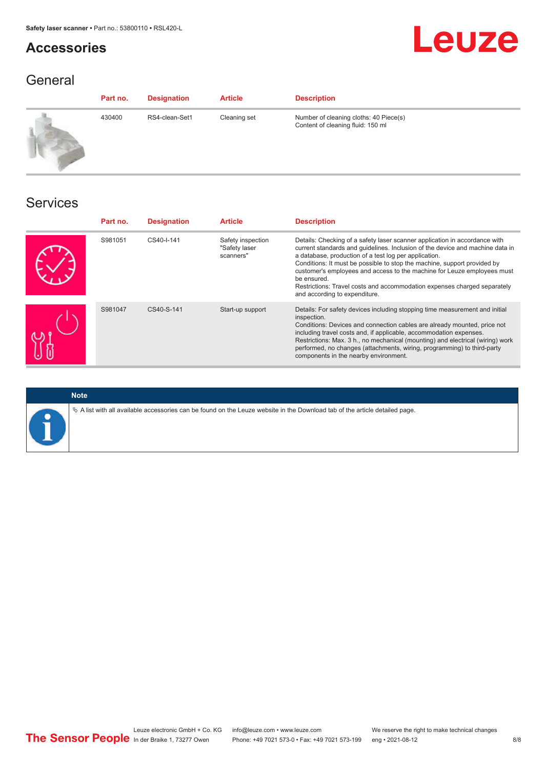# Accessories

## General

| Part no. | Designation | Article | Description |
| --- | --- | --- | --- |
| 430400 | RS4-clean-Set1 | Cleaning set | Number of cleaning cloths: 40 Piece(s)<br>Content of cleaning fluid: 150 ml |

## Services

| Part no. | Designation | Article | Description |
| --- | --- | --- | --- |
| S981051 | CS40-I-141 | Safety inspection "Safety laser scanners" | Details: Checking of a safety laser scanner application in accordance with current standards and guidelines. Inclusion of the device and machine data in a database, production of a test log per application.<br>Conditions: It must be possible to stop the machine, support provided by customer's employees and access to the machine for Leuze employees must be ensured.<br>Restrictions: Travel costs and accommodation expenses charged separately and according to expenditure. |
| S981047 | CS40-S-141 | Start-up support | Details: For safety devices including stopping time measurement and initial inspection.<br>Conditions: Devices and connection cables are already mounted, price not including travel costs and, if applicable, accommodation expenses.<br>Restrictions: Max. 3 h., no mechanical (mounting) and electrical (wiring) work performed, no changes (attachments, wiring, programming) to third-party components in the nearby environment. |

**Note**

A list with all available accessories can be found on the Leuze website in the Download tab of the article detailed page.